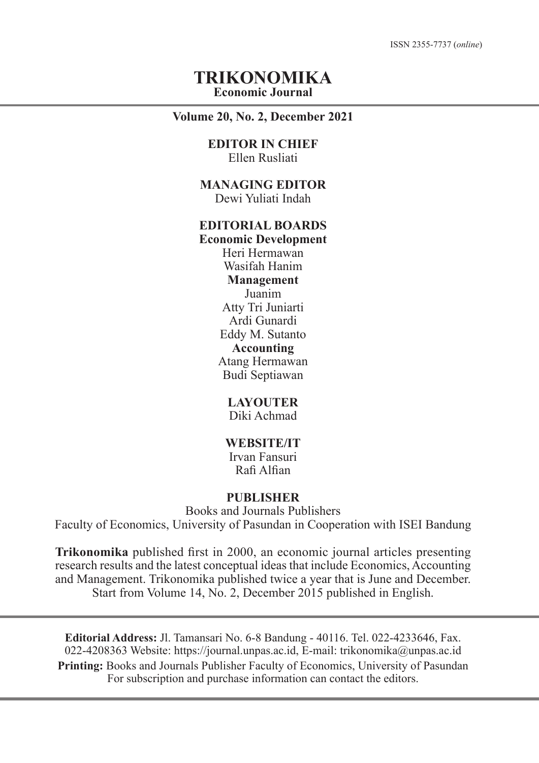ISSN 2355-7737 (*online*)

# TRIKONOMIKA

**Economic Journal**

**Volume 20, No. 2, December 2021**

**EDITOR IN CHIEF**
Ellen Rusliati

**MANAGING EDITOR**
Dewi Yuliati Indah

**EDITORIAL BOARDS**

**Economic Development**
Heri Hermawan
Wasifah Hanim

**Management**
Juanim
Atty Tri Juniarti
Ardi Gunardi
Eddy M. Sutanto

**Accounting**
Atang Hermawan
Budi Septiawan

**LAYOUTER**
Diki Achmad

**WEBSITE/IT**
Irvan Fansuri
Rafi Alfian

**PUBLISHER**
Books and Journals Publishers
Faculty of Economics, University of Pasundan in Cooperation with ISEI Bandung

**Trikonomika** published first in 2000, an economic journal articles presenting research results and the latest conceptual ideas that include Economics, Accounting and Management. Trikonomika published twice a year that is June and December. Start from Volume 14, No. 2, December 2015 published in English.

---

**Editorial Address:** Jl. Tamansari No. 6-8 Bandung - 40116. Tel. 022-4233646, Fax. 022-4208363 Website: https://journal.unpas.ac.id, E-mail: trikonomika@unpas.ac.id

**Printing:** Books and Journals Publisher Faculty of Economics, University of Pasundan
For subscription and purchase information can contact the editors.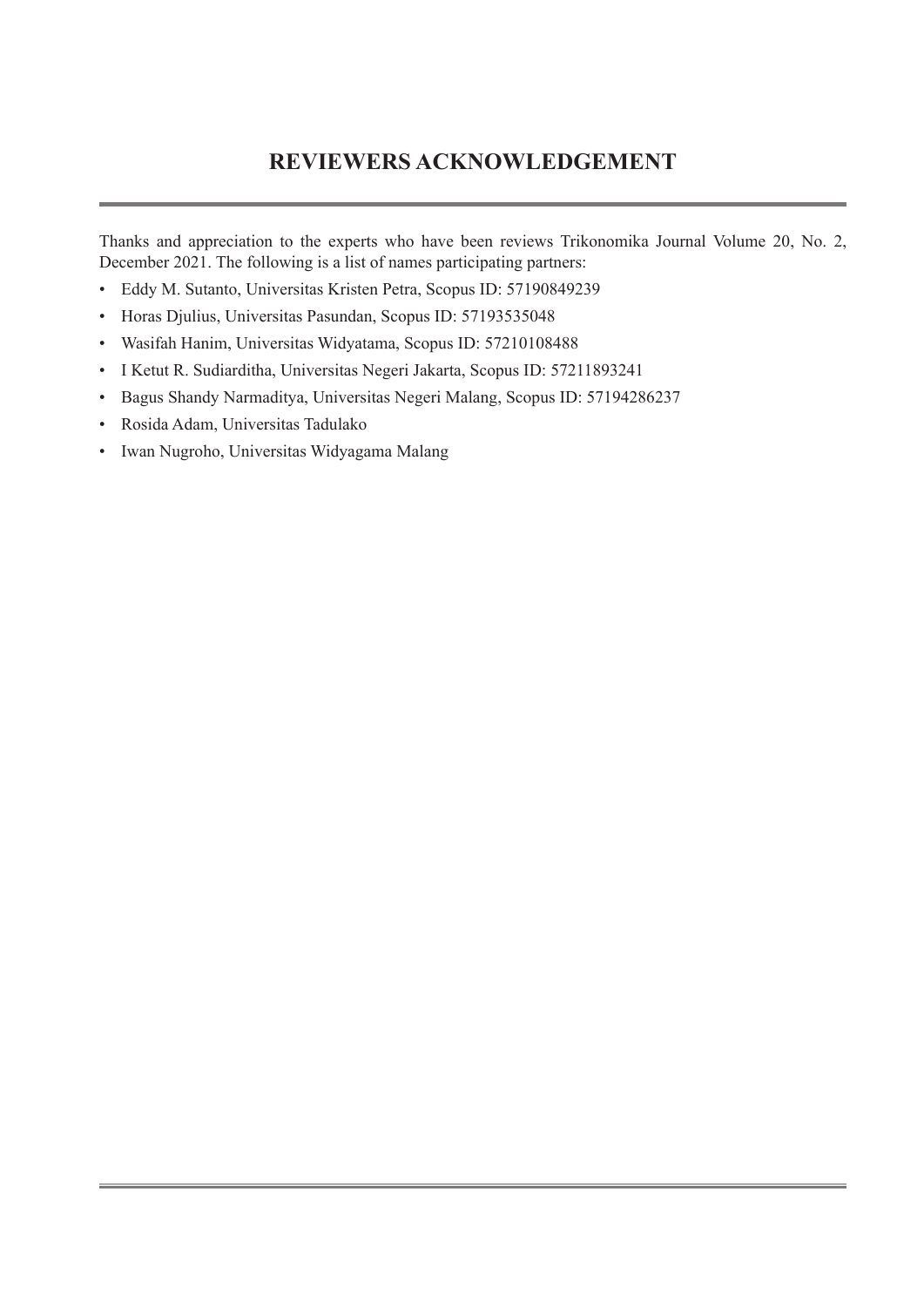# REVIEWERS ACKNOWLEDGEMENT

Thanks and appreciation to the experts who have been reviews Trikonomika Journal Volume 20, No. 2, December 2021. The following is a list of names participating partners:

- Eddy M. Sutanto, Universitas Kristen Petra, Scopus ID: 57190849239
- Horas Djulius, Universitas Pasundan, Scopus ID: 57193535048
- Wasifah Hanim, Universitas Widyatama, Scopus ID: 57210108488
- I Ketut R. Sudiarditha, Universitas Negeri Jakarta, Scopus ID: 57211893241
- Bagus Shandy Narmaditya, Universitas Negeri Malang, Scopus ID: 57194286237
- Rosida Adam, Universitas Tadulako
- Iwan Nugroho, Universitas Widyagama Malang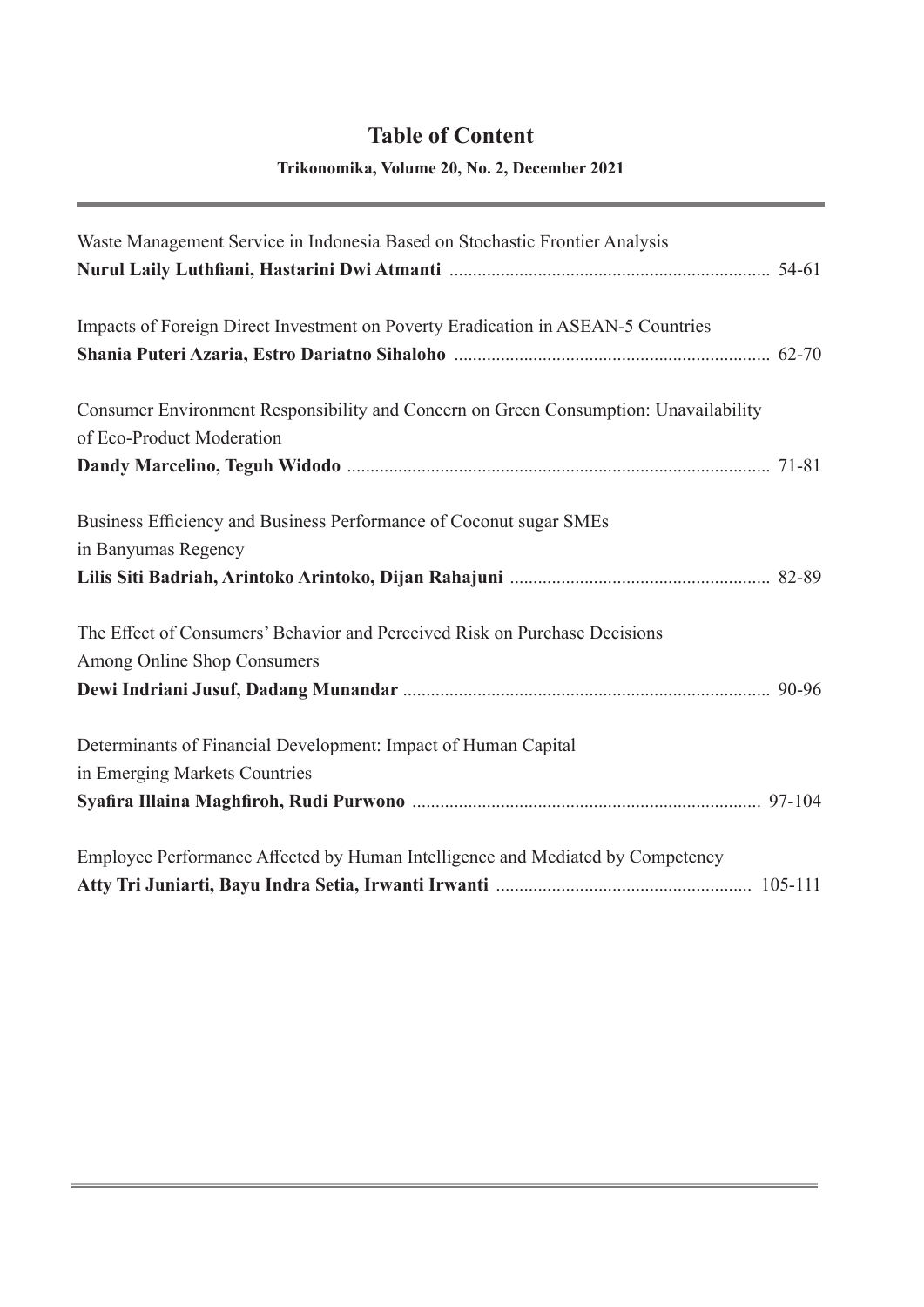# Table of Content

**Trikonomika, Volume 20, No. 2, December 2021**

Waste Management Service in Indonesia Based on Stochastic Frontier Analysis
**Nurul Laily Luthfiani, Hastarini Dwi Atmanti** .................................................................... 54-61

Impacts of Foreign Direct Investment on Poverty Eradication in ASEAN-5 Countries
**Shania Puteri Azaria, Estro Dariatno Sihaloho** .................................................................... 62-70

Consumer Environment Responsibility and Concern on Green Consumption: Unavailability of Eco-Product Moderation
**Dandy Marcelino, Teguh Widodo** .......................................................................................... 71-81

Business Efficiency and Business Performance of Coconut sugar SMEs in Banyumas Regency
**Lilis Siti Badriah, Arintoko Arintoko, Dijan Rahajuni** ........................................................ 82-89

The Effect of Consumers' Behavior and Perceived Risk on Purchase Decisions Among Online Shop Consumers
**Dewi Indriani Jusuf, Dadang Munandar** .............................................................................. 90-96

Determinants of Financial Development: Impact of Human Capital in Emerging Markets Countries
**Syafira Illaina Maghfiroh, Rudi Purwono** .......................................................................... 97-104

Employee Performance Affected by Human Intelligence and Mediated by Competency
**Atty Tri Juniarti, Bayu Indra Setia, Irwanti Irwanti** ...................................................... 105-111